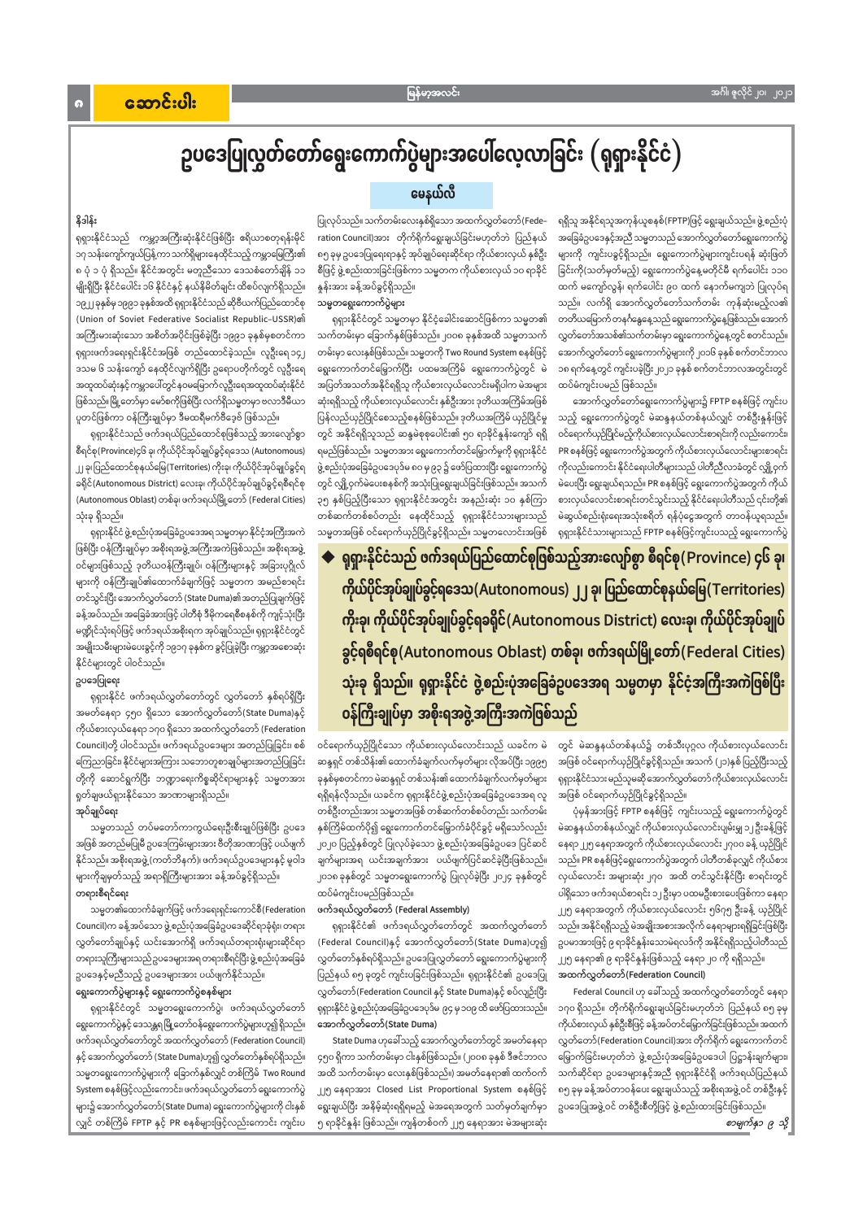# ဥပဒေပြုလွှတ်တော်ရွေးကောက်ပွဲများအပေါ်လေ့လာခြင်း (ရုရှားနိုင်ငံ)

**မေနယ်လီ**

## နိဒါန်း

ရုရှားနိုင်ငံသည် ကမ္ဘာ့အကြီးဆုံးနိုင်ငံဖြစ်ပြီး ဧရိယာစတုရန်းမိုင် ၁၇ သန်းကျော်ကျယ်ဝန်းကာ သက်ရှိများနေထိုင်သည့် ကမ္ဘာမြေကြီး၏ ၈ ပုံ ၁ ပုံ ရှိသည်။ နိုင်ငံအတွင်း မတူညီသော ဒေသစံတော်ချိန် ၁၁ မျိုးရှိပြီး နိုင်ငံပေါင်း ၁၆ နိုင်ငံနှင့် နယ်နိမိတ်ချင်း ထိစပ်လျက်ရှိသည်။ ၁၉၂၂ ခုနှစ်မှ ၁၉၉၁ ခုနှစ်အထိ ရုရှားနိုင်ငံသည် ဆိုဗီယက်ပြည်ထောင်စု (Union of Soviet Federative Socialist Republic–USSR)၏ အကြီးမားဆုံးသော အစိတ်အပိုင်းဖြစ်ခဲ့ပြီး ၁၉၉၁ ခုနှစ်မှစတင်ကာ ရုရှားဖက်ဒရေးရှင်းနိုင်ငံအဖြစ် တည်ထောင်ခဲ့သည်။ လူဦးရေ ၁၄၂ ဒသမ ၆ သန်းကျော် နေထိုင်လျက်ရှိပြီး ဥရောပတိုက်တွင် လူဦးရေအထူထပ်ဆုံးနိုင်ငံ ကမ္ဘာပေါ်တွင်နဝမမြောက် လူဦးရေအထူထပ်ဆုံးနိုင်ငံဖြစ်သည်။ မြို့တော်မှာ မော်စကိုဖြစ်ပြီး လက်ရှိသမ္မတမှာ ဗလာဒီမီယာ ပူတင်ဖြစ်ကာ ဝန်ကြီးချုပ်မှာ ဒီမထရီမက်ဗီဒက် ဖြစ်သည်။

ရုရှားနိုင်ငံသည် ဖက်ဒရယ်ပြည်ထောင်စုဖြစ်သည့်အားလျော်စွာ စီရင်စု(Province)၄၆ ခု၊ ကိုယ်ပိုင်အုပ်ချုပ်ခွင့်ရဒေသ (Autonomous) ၂၂ ခု၊ ပြည်ထောင်စုနယ်မြေ(Territories) ကိုးခု၊ ကိုယ်ပိုင်အုပ်ချုပ်ခွင့်ရခရိုင်(Autonomous District) လေးခု၊ ကိုယ်ပိုင်အုပ်ချုပ်ခွင့်ရစီရင်စု (Autonomous Oblast) တစ်ခု၊ ဖက်ဒရယ်မြို့တော် (Federal Cities) သုံးခု ရှိသည်။

ရုရှားနိုင်ငံ ဖွဲ့စည်းပုံအခြေခံဥပဒေအရ သမ္မတမှာ နိုင်ငံ့အကြီးအကဲ ဖြစ်ပြီး ဝန်ကြီးချုပ်မှာ အစိုးရအဖွဲ့အကြီးအကဲဖြစ်သည်။ အစိုးရအဖွဲ့ ဝင်များဖြစ်သည့် ဒုတိယဝန်ကြီးချုပ်၊ ဝန်ကြီးများနှင့် အခြားပုဂ္ဂိုလ်များကို ဝန်ကြီးချုပ်၏ထောက်ခံချက်ဖြင့် သမ္မတက အမည်စာရင်း တင်သွင်းပြီး အောက်လွှတ်တော် (State Duma)၏ အတည်ပြုချက်ဖြင့် ခန့်အပ်သည်။ အခြေခံအားဖြင့် ပါတီစုံ ဒီမိုကရေစီစနစ်ကို ကျင့်သုံးပြီး မဲဆန္ဒနိုင်ငံရပ်ဖြင့် ဖက်ဒရယ်အစိုးရက အုပ်ချုပ်သည်။ ရုရှားနိုင်ငံတွင် အမျိုးသမီးများမဲပေးခွင့်ကို ၁၉၁၇ ခုနှစ်က ခွင့်ပြုခဲ့ပြီး ကမ္ဘာ့အစောဆုံး နိုင်ငံများတွင် ပါဝင်သည်။

### ဥပဒေပြုရေး

ရုရှားနိုင်ငံ ဖက်ဒရယ်လွှတ်တော်တွင် လွှတ်တော် နှစ်ရပ်ရှိပြီး အမတ်နေရာ ၄၅၀ ရှိသော အောက်လွှတ်တော်(State Duma)နှင့် ကိုယ်စားလှယ်နေရာ ၁၇၀ ရှိသော အထက်လွှတ်တော် (Federation Council)တို့ ပါဝင်သည်။ ဖက်ဒရယ်ဥပဒေများ အတည်ပြုခြင်း၊ စစ် ကြေညာခြင်း၊ နိုင်ငံများအကြား သဘောတူစာချုပ်များအတည်ပြုခြင်း တို့ကို ဆောင်ရွက်ပြီး ဘဏ္ဍာရေးကိစ္စဆိုင်ရာများနှင့် သမ္မတအား ရှုတ်ချမယ်ရှားနိုင်သော အာဏာများရှိသည်။

### အုပ်ချုပ်ရေး

သမ္မတသည် တပ်မတော်ကာကွယ်ရေးဦးစီးချုပ်ဖြစ်ပြီး ဥပဒေ အဖြစ် အတည်မပြုမီ ဥပဒေကြမ်းများအား ဗီတိုအာဏာဖြင့် ပယ်ဖျက် နိုင်သည်။ အစိုးရအဖွဲ့(ကက်ဘိနက်)၊ ဖက်ဒရယ်ဥပဒေများနှင့် မူဝါဒ များကိုချမှတ်သည့် အရာရှိကြီးများအား ခန့်အပ်ခွင့်ရှိသည်။

### တရားစီရင်ရေး

သမ္မတ၏ထောက်ခံချက်ဖြင့် ဖက်ဒရေးရှင်းကောင်စီ(Federation Council)က ခန့်အပ်သော ဖွဲ့စည်းပုံအခြေခံဥပဒေဆိုင်ရာခုံရုံး၊ တရား လွှတ်တော်ချုပ်နှင့် ယင်းအောက်ရှိ ဖက်ဒရယ်တရားရုံးများဆိုင်ရာ တရားသူကြီးများသည် ဥပဒေများအရ တရားစီရင်ပြီး ဖွဲ့စည်းပုံအခြေခံ ဥပဒေနှင့်မညီသည့် ဥပဒေများအား ပယ်ဖျက်နိုင်သည်။

### ရွေးကောက်ပွဲများနှင့် ရွေးကောက်ပွဲစနစ်များ

ရုရှားနိုင်ငံတွင် သမ္မတရွေးကောက်ပွဲ၊ ဖက်ဒရယ်လွှတ်တော် ရွေးကောက်ပွဲနှင့် ဒေသန္တရမြို့တော်ဝန်ရွေးကောက်ပွဲများဟူ၍ ရှိသည်။ ဖက်ဒရယ်လွှတ်တော်တွင် အထက်လွှတ်တော် (Federation Council) နှင့် အောက်လွှတ်တော် (State Duma)ဟူ၍ လွှတ်တော်နှစ်ရပ်ရှိသည်။ သမ္မတရွေးကောက်ပွဲများကို ခြောက်နှစ်လျှင် တစ်ကြိမ် Two Round System စနစ်ဖြင့်လည်းကောင်း၊ ဖက်ဒရယ်လွှတ်တော် ရွေးကောက်ပွဲ များနှင့် အောက်လွှတ်တော်(State Duma) ရွေးကောက်ပွဲများကို ငါးနှစ် လျှင် တစ်ကြိမ် FPTP နှင့် PR စနစ်များဖြင့်လည်းကောင်း ကျင်းပ ပြုလုပ်သည်။ သက်တမ်းလေးနှစ်ရှိသော အထက်လွှတ်တော်(Federation Council)အား တိုက်ရိုက်ရွေးချယ်ခြင်းမဟုတ်ဘဲ ပြည်နယ် ၈၅ ခုမှ ဥပဒေပြုရေးရာနှင့် အုပ်ချုပ်ရေးဆိုင်ရာ ကိုယ်စားလှယ် နှစ်ဦး စီဖြင့် ဖွဲ့စည်းထားခြင်းဖြစ်ကာ သမ္မတက ကိုယ်စားလှယ် ၁၀ ရာခိုင် နှုန်းအား ခန့်အပ်ခွင့်ရှိသည်။

### သမ္မတရွေးကောက်ပွဲများ

ရုရှားနိုင်ငံတွင် သမ္မတမှာ နိုင်ငံ့ခေါင်းဆောင်ဖြစ်ကာ သမ္မတ၏ သက်တမ်းမှာ ခြောက်နှစ်ဖြစ်သည်။ ၂၀၀၈ ခုနှစ်အထိ သမ္မတသက် တမ်းမှာ လေးနှစ်ဖြစ်သည်။ သမ္မတကို Two Round System စနစ်ဖြင့် ရွေးကောက်တင်မြှောက်ပြီး ပထမအကြိမ် ရွေးကောက်ပွဲတွင် မဲ အပြတ်အသတ်အနိုင်ရရှိသူ ကိုယ်စားလှယ်လောင်းမရှိပါက မဲအများ ဆုံးရရှိသည့် ကိုယ်စားလှယ်လောင်း နှစ်ဦးအား ဒုတိယအကြိမ်အဖြစ် ပြန်လည်ယှဉ်ပြိုင်စေသည့်စနစ်ဖြစ်သည်။ ဒုတိယအကြိမ် ယှဉ်ပြိုင်မှု တွင် အနိုင်ရရှိသူသည် ဆန္ဒမဲစုစုပေါင်း၏ ၅၀ ရာခိုင်နှုန်းကျော် ရရှိ ရမည်ဖြစ်သည်။ သမ္မတအား ရွေးကောက်တင်မြှောက်မှုကို ရုရှားနိုင်ငံ ဖွဲ့စည်းပုံအခြေခံဥပဒေပုဒ်မ ၈၁ မှ ၉၃ ၌ ဖော်ပြထားပြီး ရွေးကောက်ပွဲ တွင် လူထုကမဲပေးစနစ်ကို အသုံးပြုရွေးချယ်ခြင်းဖြစ်သည်။ အသက် ၃၅ နှစ်ပြည့်ပြီးသော ရုရှားနိုင်ငံအတွင်း အနည်းဆုံး ၁၀ နှစ်ကြာ တစ်ဆက်တစ်စပ်တည်း နေထိုင်သည့် ရုရှားနိုင်ငံသားများသည် သမ္မတအဖြစ် ဝင်ရောက်ယှဉ်ပြိုင်ခွင့်ရှိသည်။ သမ္မတလောင်းအဖြစ် ဝင်ရောက်ယှဉ်ပြိုင်သော ကိုယ်စားလှယ်လောင်းသည် ယခင်က မဲ ဆန္ဒရှင် တစ်သိန်း၏ ထောက်ခံချက်လက်မှတ်များ လိုအပ်ပြီး ၁၉၉၅ ခုနှစ်မှစတင်ကာ မဲဆန္ဒရှင် တစ်သန်း၏ ထောက်ခံချက်လက်မှတ်များ ရရှိရန်လိုသည်။ ယခင်က ရုရှားနိုင်ငံဖွဲ့စည်းပုံအခြေခံဥပဒေအရ လူ တစ်ဦးတည်းအား သမ္မတအဖြစ် တစ်ဆက်တစ်စပ်တည်း သက်တမ်း နှစ်ကြိမ်ထက်ပို၍ ရွေးကောက်တင်မြှောက်ခံပိုင်ခွင့် မရှိသော်လည်း ၂၀၂၀ ပြည့်နှစ်တွင် ပြုလုပ်ခဲ့သော ဖွဲ့စည်းပုံအခြေခံဥပဒေ ပြင်ဆင် ချက်များအရ ယင်းအချက်အား ပယ်ဖျက်ပြင်ဆင်ခဲ့ပြီးဖြစ်သည်။ ၂၀၁၈ ခုနှစ်တွင် သမ္မတရွေးကောက်ပွဲ ပြုလုပ်ခဲ့ပြီး ၂၀၂၄ ခုနှစ်တွင် ထပ်မံကျင်းပမည်ဖြစ်သည်။

> ◆ **ရုရှားနိုင်ငံသည် ဖက်ဒရယ်ပြည်ထောင်စုဖြစ်သည့်အားလျော်စွာ စီရင်စု(Province) ၄၆ ခု၊ ကိုယ်ပိုင်အုပ်ချုပ်ခွင့်ရဒေသ(Autonomous) ၂၂ ခု၊ ပြည်ထောင်စုနယ်မြေ(Territories) ကိုးခု၊ ကိုယ်ပိုင်အုပ်ချုပ်ခွင့်ရခရိုင်(Autonomous District) လေးခု၊ ကိုယ်ပိုင်အုပ်ချုပ် ခွင့်ရစီရင်စု(Autonomous Oblast) တစ်ခု၊ ဖက်ဒရယ်မြို့တော်(Federal Cities) သုံးခု ရှိသည်။ ရုရှားနိုင်ငံ ဖွဲ့စည်းပုံအခြေခံဥပဒေအရ သမ္မတမှာ နိုင်ငံ့အကြီးအကဲဖြစ်ပြီး ဝန်ကြီးချုပ်မှာ အစိုးရအဖွဲ့အကြီးအကဲဖြစ်သည်**

### ဖက်ဒရယ်လွှတ်တော် (Federal Assembly)

ရုရှားနိုင်ငံ၏ ဖက်ဒရယ်လွှတ်တော်တွင် အထက်လွှတ်တော် (Federal Council)နှင့် အောက်လွှတ်တော် (State Duma)ဟူ၍ လွှတ်တော်နှစ်ရပ်ရှိသည်။ ဥပဒေပြုလွှတ်တော် ရွေးကောက်ပွဲများကို ပြည်နယ် ၈၅ ခုတွင် ကျင်းပခြင်းဖြစ်သည်။ ရုရှားနိုင်ငံ၏ ဥပဒေပြု လွှတ်တော်(Federation Council နှင့် State Duma)နှင့် စပ်လျဉ်းပြီး ရုရှားနိုင်ငံ ဖွဲ့စည်းပုံအခြေခံဥပဒေပုဒ်မ ၉၄ မှ ၁၀၉ ထိ ဖော်ပြထားသည်။

### အောက်လွှတ်တော်(State Duma)

State Duma ဟုခေါ်သည့် အောက်လွှတ်တော်တွင် အမတ်နေရာ ၄၅၀ ရှိကာ သက်တမ်းမှာ ငါးနှစ်ဖြစ်သည်။ (၂၀၀၈ ခုနှစ် ဒီဇင်ဘာလ အထိ သက်တမ်းမှာ လေးနှစ်ဖြစ်သည်။) အမတ်နေရာ၏ ထက်ဝက် ၂၂၅ နေရာအား Closed List Proportional System စနစ်ဖြင့် ရွေးချယ်ပြီး အနိမ့်ဆုံးရရှိရမည့် မဲအရေအတွက် သတ်မှတ်ချက်မှာ ၅ ရာခိုင်နှုန်း ဖြစ်သည်။ ကျန်တစ်ဝက် ၂၂၅ နေရာအား မဲများဆုံး ရရှိသူ အနိုင်ရသူအကုန်ယူစနစ်(FPTP)ဖြင့် ရွေးချယ်သည်။ ဖွဲ့စည်းပုံ အခြေခံဥပဒေနှင့်အညီ သမ္မတသည် အောက်လွှတ်တော်ရွေးကောက်ပွဲ များကို ကျင်းပခွင့်ရှိသည်။ ရွေးကောက်ပွဲများကျင်းပရန် ဆုံးဖြတ် ခြင်းကို(သတ်မှတ်မည့်) ရွေးကောက်ပွဲနေ့မတိုင်မီ ရက်ပေါင်း ၁၁၀ ထက် မကျော်လွန်၊ ရက်ပေါင်း ၉၀ ထက် နောက်မကျဘဲ ပြုလုပ်ရ သည်။ လက်ရှိ အောက်လွှတ်တော်သက်တမ်း ကုန်ဆုံးမည့်လ၏ တတိယမြောက် တနင်္ဂနွေနေ့သည် ရွေးကောက်ပွဲနေ့ဖြစ်သည်။ အောက် လွှတ်တော်အသစ်၏သက်တမ်းမှာ ရွေးကောက်ပွဲနေ့တွင် စတင်သည်။ အောက်လွှတ်တော် ရွေးကောက်ပွဲများကို ၂၀၁၆ ခုနှစ် စက်တင်ဘာလ ၁၈ ရက်နေ့တွင် ကျင်းပခဲ့ပြီး ၂၀၂၁ ခုနှစ် စက်တင်ဘာလအတွင်းတွင် ထပ်မံကျင်းပမည် ဖြစ်သည်။

အောက်လွှတ်တော်ရွေးကောက်ပွဲများ FPTP စနစ်ဖြင့် ကျင်းပ သည့် ရွေးကောက်ပွဲတွင် မဲဆန္ဒနယ်တစ်နယ်လျှင် တစ်ဦးနှုန်းဖြင့် ဝင်ရောက်ယှဉ်ပြိုင်မည့်ကိုယ်စားလှယ်လောင်းစာရင်းကို လည်းကောင်း၊ PR စနစ်ဖြင့် ရွေးကောက်ပွဲအတွက် ကိုယ်စားလှယ်လောင်းများစာရင်း ကိုလည်းကောင်း နိုင်ငံရေးပါတီများသည် ပါတီညီလာခံတွင် လျှို့ဝှက် မဲပေးပြီး ရွေးချယ်ရသည်။ PR စနစ်ဖြင့် ရွေးကောက်ပွဲအတွက် ကိုယ် စားလှယ်လောင်းစာရင်းတင်သွင်းသည့် နိုင်ငံရေးပါတီသည် ၎င်းတို့၏ မဲဆွယ်စည်းရုံးရေးအသုံးစရိတ် ရန်ပုံငွေအတွက် ဘဏ်နယူရသည်။ ရုရှားနိုင်ငံသားများသည် FPTP စနစ်ဖြင့်ကျင်းပသည့် ရွေးကောက်ပွဲ တွင် မဲဆန္ဒနယ်တစ်နယ်၌ တစ်သီးပုဂ္ဂလ ကိုယ်စားလှယ်လောင်း အဖြစ် ဝင်ရောက်ယှဉ်ပြိုင်ခွင့်ရှိသည်။ အသက် (၂၁)နှစ် ပြည့်ပြီးသည့် ရုရှားနိုင်ငံသား မည်သူမဆို အောက်လွှတ်တော်ကိုယ်စားလှယ်လောင်း အဖြစ် ဝင်ရောက်ယှဉ်ပြိုင်ခွင့်ရှိသည်။

ပုံမှန်အားဖြင့် FPTP စနစ်ဖြင့် ကျင်းပသည့် ရွေးကောက်ပွဲတွင် မဲဆန္ဒနယ်တစ်နယ်လျှင် ကိုယ်စားလှယ်လောင်းပျမ်းမျှ ၁၁ ဦးနှုန်းဖြင့် နေရာ ၂၂၅ နေရာအတွက် ကိုယ်စားလှယ်လောင်း ၂၇၀၀ ခန့် ယှဉ်ပြိုင် သည်။ PR စနစ်ဖြင့်ရွေးကောက်ပွဲအတွက် ပါတီတစ်ခုလျှင် ကိုယ်စား လှယ်လောင်း အများဆုံး ၂၇၀ အထိ တင်သွင်းနိုင်ပြီး စာရင်းတွင် ပါရှိသော ဖက်ဒရယ်စာရင်း ၁၂ ဦးမှာ ပထမဦးစားပေးဖြစ်ကာ နေရာ ၂၂၅ နေရာအတွက် ကိုယ်စားလှယ်လောင်း ၅၆၇၅ ဦးခန့် ယှဉ်ပြိုင် သည်။ အနိုင်ရရှိသည့် မဲအမြဲအစားအလိုက် နေရာများရရှိခြင်းဖြစ်ပြီး ဥပမာအားဖြင့် ၈ ရာခိုင်နှုန်းသောမဲရလဒ်ကို အနိုင်ရရှိသည့်ပါတီသည် ၂၂၅ နေရာ၏ ၈ ရာခိုင်နှုန်းဖြစ်သည့် နေရာ ၁၈ ကို ရရှိသည်။

### အထက်လွှတ်တော်(Federation Council)

Federal Council ဟု ခေါ်သည့် အထက်လွှတ်တော်တွင် နေရာ ၁၇၀ ရှိသည်။ တိုက်ရိုက်ရွေးချယ်ခြင်းမဟုတ်ဘဲ ပြည်နယ် ၈၅ ခုမှ ကိုယ်စားလှယ် နှစ်ဦးစီဖြင့် ခန့်အပ်တင်မြှောက်ခြင်းဖြစ်သည်။ အထက် လွှတ်တော်(Federation Council)အား တိုက်ရိုက် ရွေးကောက်တင် မြှောက်ခြင်းမဟုတ်ဘဲ ဖွဲ့စည်းပုံအခြေခံဥပဒေပါ ပြဋ္ဌာန်းချက်များ သက်ဆိုင်ရာ ဥပဒေများနှင့်အညီ ရုရှားနိုင်ငံရှိ ဖက်ဒရယ်ပြည်နယ် ၈၅ ခု ခန့်အပ်တာဝန်ပေး ရွေးချယ်သည့် အစိုးရအဖွဲ့ဝင် တစ်ဦးနှင့် ဥပဒေပြုအဖွဲ့ဝင် တစ်ဦးစီတို့ဖြင့် ဖွဲ့စည်းထားခြင်းဖြစ်သည်။

*စာမျက်နှာ ၉ သို့*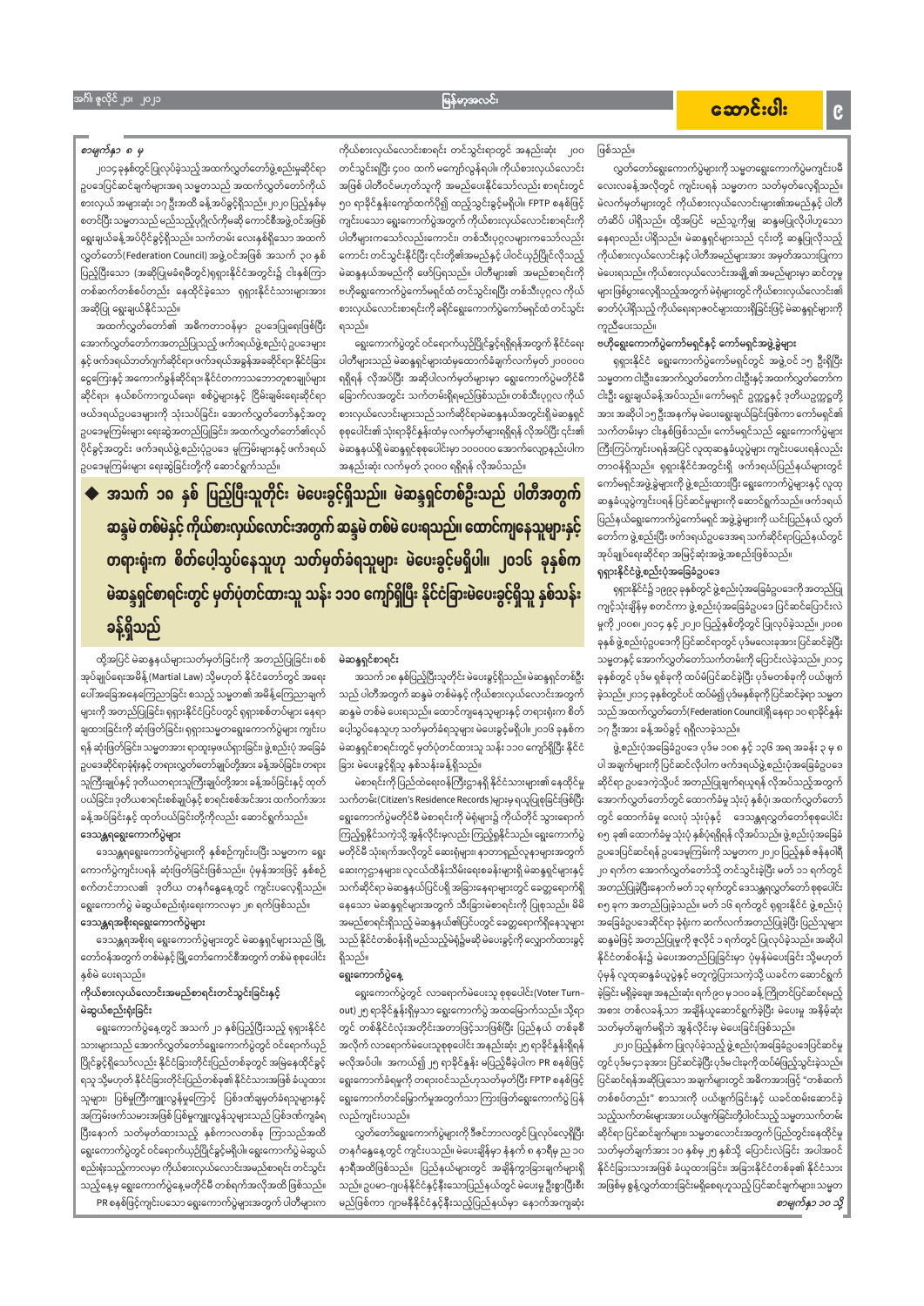## ဆောင်းပါး

*စာမျက်နှာ ၈ မှ*

၂၀၁၄ ခုနှစ်တွင် ပြုလုပ်ခဲ့သည့် အထက်လွှတ်တော်ဖွဲ့စည်းမှုဆိုင်ရာ ဥပဒေပြင်ဆင်ချက်များအရ သမ္မတသည် အထက်လွှတ်တော်ကိုယ်စားလှယ် အများဆုံး ၁၇ ဦးအထိ ခန့်အပ်ခွင့်ရှိသည်။ ၂၀၂၀ ပြည့်နှစ်မှစတင်ပြီး သမ္မတသည် မည်သည့်ပုဂ္ဂိုလ်ကိုမဆို ကောင်စီအဖွဲ့ဝင်အဖြစ် ရွေးချယ်ခန့်အပ်ပိုင်ခွင့်ရှိသည်။ သက်တမ်း လေးနှစ်ရှိသော အထက်လွှတ်တော် (Federation Council) အဖွဲ့ဝင်အဖြစ် အသက် ၃၀ နှစ်ပြည့်ပြီးသော (အဆိုပြုမခံရမီတွင်) ရုရှားနိုင်ငံအတွင်း၌ ငါးနှစ်ကြာ တစ်ဆက်တစ်စပ်တည်း နေထိုင်ခဲ့သော ရုရှားနိုင်ငံသားများအား အဆိုပြု ရွေးချယ်နိုင်သည်။

အထက်လွှတ်တော်၏ အဓိကတာဝန်မှာ ဥပဒေပြုရေးဖြစ်ပြီး အောက်လွှတ်တော်ကအတည်ပြုသည့် ဖက်ဒရယ်ဖွဲ့စည်းပုံ ဥပဒေများနှင့် ဖက်ဒရယ်ဘတ်ဂျက်ဆိုင်ရာ၊ ဖက်ဒရယ်အခွန်အခဆိုင်ရာ၊ နိုင်ငံငွေကြေးနှင့် အကောက်ခွန်ဆိုင်ရာ၊ နိုင်ငံတကာသဘောတူစာချုပ်များဆိုင်ရာ၊ နယ်စပ်ကာကွယ်ရေး၊ စစ်ပွဲများနှင့် ငြိမ်းချမ်းရေးဆိုင်ရာ ဖယ်ဒရယ်ဥပဒေများကို သုံးသပ်ခြင်း၊ အောက်လွှတ်တော်နှင့်အတူ ဥပဒေမူကြမ်းများ ရေးဆွဲအတည်ပြုခြင်း၊ အထက်လွှတ်တော်၏လုပ်ပိုင်ခွင့်အတွင်း ဖက်ဒရယ်ဖွဲ့စည်းပုံဥပဒေ မူကြမ်းများနှင့် ဖက်ဒရယ်ဥပဒေမူကြမ်းများ ရေးဆွဲခြင်းတို့ကို ဆောင်ရွက်သည်။

ထို့အပြင် မဲဆန္ဒနယ်များသတ်မှတ်ခြင်းကို အတည်ပြုခြင်း၊ စစ်အုပ်ချုပ်ရေးအမိန့် (Martial Law) သို့မဟုတ် နိုင်ငံတော်တွင် အရေးပေါ်အခြေအနေကြေညာခြင်း စသည့် သမ္မတ၏ အမိန့်ကြေညာချက်များကို အတည်ပြုခြင်း၊ ရုရှားနိုင်ငံပြင်ပတွင် ရုရှားစစ်တပ်များ နေရာချထားခြင်းကို ဆုံးဖြတ်ခြင်း၊ ရုရှားသမ္မတရွေးကောက်ပွဲ ကျင်းပရန် ဆုံးဖြတ်ခြင်း၊ သမ္မတအား ရာထူးမှဖယ်ရှားခြင်း၊ ဖွဲ့စည်းပုံ အခြေခံဥပဒေဆိုင်ရာခုံရုံးနှင့် တရားလွှတ်တော်ချုပ်တို့အား ခန့်အပ်ခြင်း၊ တရားသူကြီးချုပ်နှင့် ဒုတိယတရားသူကြီးချုပ်တို့အား ခန့်အပ်ခြင်းနှင့် ထုတ်ပယ်ခြင်း၊ ဒုတိယစာရင်းစစ်ချုပ်နှင့် စာရင်းစစ်အင်အား ထက်ဝက်အား ခန့်အပ်ခြင်းနှင့် ထုတ်ပယ်ခြင်းတို့ကိုလည်း ဆောင်ရွက်သည်။

### ဒေသန္တရရွေးကောက်ပွဲများ

ဒေသန္တရရွေးကောက်ပွဲများကို နှစ်စဉ်ကျင်းပပြီး သမ္မတက ရွေးကောက်ပွဲကျင်းပရန် ဆုံးဖြတ်ခြင်းဖြစ်သည်။ ပုံမှန်အားဖြင့် နှစ်စဉ် စက်တင်ဘာလ၏ ဒုတိယ တနင်္ဂနွေနေ့တွင် ကျင်းပလေ့ရှိသည်။ ရွေးကောက်ပွဲ မဲဆွယ်စည်းရုံးရေးကာလမှာ ၂၈ ရက်ဖြစ်သည်။

### ဒေသန္တရအစိုးရရွေးကောက်ပွဲများ

ဒေသန္တရအစိုးရ ရွေးကောက်ပွဲများတွင် မဲဆန္ဒရှင်များသည် မြို့တော်ဝန်အတွက် တစ်မဲနှင့် မြို့တော်ကောင်စီအတွက် တစ်မဲ စုစုပေါင်း နှစ်မဲ ပေးရသည်။

### ကိုယ်စားလှယ်လောင်းအမည်စာရင်းတင်သွင်းခြင်းနှင့် မဲဆွယ်စည်းရုံးခြင်း

ရွေးကောက်ပွဲနေ့တွင် အသက် ၂၁ နှစ်ပြည့်ပြီးသည့် ရုရှားနိုင်ငံသားများသည် အောက်လွှတ်တော်ရွေးကောက်ပွဲတွင် ဝင်ရောက်ယှဉ်ပြိုင်ခွင့်ရှိသော်လည်း နိုင်ငံခြားတိုင်းပြည်တစ်ခုတွင် အမြဲနေထိုင်ခွင့်ရသူ သို့မဟုတ် နိုင်ငံခြားတိုင်းပြည်တစ်ခု၏ နိုင်ငံသားအဖြစ် ခံယူထားသူများ၊ ပြစ်မှုကြီးကျူးလွန်မှုကြောင့် ပြစ်ဒဏ်ချမှတ်ခံရသူများနှင့် အကြမ်းဖက်သမားအဖြစ် ပြစ်မှုကျူးလွန်သူများသည် ပြစ်ဒဏ်ကျခံရပြီးနောက် သတ်မှတ်ထားသည့် နှစ်ကာလတစ်ခု ကြာသည်အထိ ရွေးကောက်ပွဲတွင် ဝင်ရောက်ယှဉ်ပြိုင်ခွင့်မရှိပါ။ ရွေးကောက်ပွဲ မဲဆွယ်စည်းရုံးရေးကာလမှာ ကိုယ်စားလှယ်လောင်းအမည်စာရင်း တင်သွင်းသည့်နေ့မှ ရွေးကောက်ပွဲနေ့မတိုင်မီ တစ်ရက်အလိုအထိ ဖြစ်သည်။ PR စနစ်ဖြင့်ကျင်းပသော ရွေးကောက်ပွဲများအတွက် ပါတီများက ကိုယ်စားလှယ်လောင်းစာရင်း တင်သွင်းရာတွင် အနည်းဆုံး ၂၀၀ တင်သွင်းရပြီး ၄၀၀ ထက် မကျော်လွန်ရပါ။ ကိုယ်စားလှယ်လောင်းအဖြစ် ပါတီဝင်မဟုတ်သူကို အမည်ပေးနိုင်သော်လည်း စာရင်းတွင် ၅၀ ရာခိုင်နှုန်းကျော်ထက်ပို၍ ထည့်သွင်းခွင့်မရှိပါ။ FPTP စနစ်ဖြင့်ကျင်းပသော ရွေးကောက်ပွဲအတွက် ကိုယ်စားလှယ်လောင်းစာရင်းကို ပါတီများကသော်လည်းကောင်း၊ တစ်သီးပုဂ္ဂလများကသော်လည်းကောင်း တင်သွင်းနိုင်ပြီး ၎င်းတို့၏အမည်ကို ပါဝင်ယှဉ်ပြိုင်လိုသည့် မဲဆန္ဒနယ်အမည်ကို ဖော်ပြရသည်။ ပါတီများ၏ အမည်စာရင်းကို ဗဟိုရွေးကောက်ပွဲကော်မရှင်ထံ တင်သွင်းရပြီး တစ်သီးပုဂ္ဂလ ကိုယ်စားလှယ်လောင်းစာရင်းကို ခရိုင်ရွေးကောက်ပွဲကော်မရှင်ထံ တင်သွင်းရသည်။

ရွေးကောက်ပွဲတွင် ဝင်ရောက်ယှဉ်ပြိုင်ခွင့်ရရှိရန်အတွက် နိုင်ငံရေးပါတီများသည် မဲဆန္ဒရှင်များထံမှထောက်ခံချက်လက်မှတ် ၂၀၀၀၀၀ ရရှိရန် လိုအပ်ပြီး အဆိုပါလက်မှတ်များမှာ ရွေးကောက်ပွဲမတိုင်မီ ခြောက်လအတွင်း သက်တမ်းရှိရမည်ဖြစ်သည်။ တစ်သီးပုဂ္ဂလ ကိုယ်စားလှယ်လောင်းများသည် သက်ဆိုင်ရာမဲဆန္ဒနယ်အတွင်းရှိ မဲဆန္ဒရှင်စုစုပေါင်း၏ သုံးရာခိုင်နှုန်းထံမှ လက်မှတ်များရရှိရန် လိုအပ်ပြီး ၎င်း၏ မဲဆန္ဒနယ်ရှိ မဲဆန္ဒရှင်စုစုပေါင်းမှာ ၁၀၀၀၀၀ အောက်လျော့နည်းပါက အနည်းဆုံး လက်မှတ် ၃၀၀၀ ရရှိရန် လိုအပ်သည်။

> **အသက် ၁၈ နှစ် ပြည့်ပြီးသူတိုင်း မဲပေးခွင့်ရှိသည်။ မဲဆန္ဒရှင်တစ်ဦးသည် ပါတီအတွက် ဆန္ဒမဲ တစ်မဲနှင့် ကိုယ်စားလှယ်လောင်းအတွက် ဆန္ဒမဲ တစ်မဲ ပေးရသည်။ ထောင်ကျနေသူများနှင့် တရားရုံးက စိတ်ပေါ့သွပ်နေသူဟု သတ်မှတ်ခံရသူများ မဲပေးခွင့်မရှိပါ။ ၂၀၁၆ ခုနှစ်က မဲဆန္ဒရှင်စာရင်းတွင် မှတ်ပုံတင်ထားသူ သန်း ၁၁၀ ကျော်ရှိပြီး နိုင်ငံခြားမဲပေးခွင့်ရှိသူ နှစ်သန်းခန့်ရှိသည်**

### မဲဆန္ဒရှင်စာရင်း

အသက် ၁၈ နှစ်ပြည့်ပြီးသူတိုင်း မဲပေးခွင့်ရှိသည်။ မဲဆန္ဒရှင်တစ်ဦးသည် ပါတီအတွက် ဆန္ဒမဲ တစ်မဲနှင့် ကိုယ်စားလှယ်လောင်းအတွက် ဆန္ဒမဲ တစ်မဲ ပေးရသည်။ ထောင်ကျနေသူများနှင့် တရားရုံးက စိတ်ပေါ့သွပ်နေသူဟု သတ်မှတ်ခံရသူများ မဲပေးခွင့်မရှိပါ။ ၂၀၁၆ ခုနှစ်က မဲဆန္ဒရှင်စာရင်းတွင် မှတ်ပုံတင်ထားသူ သန်း ၁၁၀ ကျော်ရှိပြီး နိုင်ငံခြား မဲပေးခွင့်ရှိသူ နှစ်သန်းခန့်ရှိသည်။

မဲစာရင်းကို ပြည်ထဲရေးဝန်ကြီးဌာနရှိ နိုင်ငံသားများ၏ နေထိုင်မှုသက်တမ်း (Citizen's Residence Records) များမှ ရယူပြုစုခြင်းဖြစ်ပြီး ရွေးကောက်ပွဲမတိုင်မီ မဲစာရင်းကို မဲရုံများ၌ ကိုယ်တိုင် သွားရောက်ကြည့်ရှုနိုင်သကဲ့သို့ အွန်လိုင်းမှလည်း ကြည့်ရှုနိုင်သည်။ ရွေးကောက်ပွဲမတိုင်မီ သုံးရက်အလိုတွင် ဆေးရုံများ၊ နာတာရှည်လူနာများအတွက် ဆေးကုဌာနများ၊ လူငယ်ထိန်းသိမ်းရေးစခန်းများရှိ မဲဆန္ဒရှင်များနှင့် သက်ဆိုင်ရာ မဲဆန္ဒနယ်ပြင်ပရှိ အခြားနေရာများတွင် ခေတ္တရောက်ရှိနေသော မဲဆန္ဒရှင်များအတွက် သီးခြားမဲစာရင်းကို ပြုစုသည်။ မိမိအမည်စာရင်းရှိသည့် မဲဆန္ဒနယ်၏ပြင်ပတွင် ခေတ္တရောက်ရှိနေသူများသည် နိုင်ငံတစ်ဝန်းရှိ မည်သည့်မဲရုံ၌မဆို မဲပေးခွင့်ကို လျှောက်ထားခွင့်ရှိသည်။

### ရွေးကောက်ပွဲနေ့

ရွေးကောက်ပွဲတွင် လာရောက်မဲပေးသူ စုစုပေါင်း (Voter Turnout) ၂၅ ရာခိုင်နှုန်းရှိမှသာ ရွေးကောက်ပွဲ အထမြောက်သည်။ သို့ရာတွင် တစ်နိုင်ငံလုံးအတိုင်းအတာဖြင့်သာဖြစ်ပြီး ပြည်နယ် တစ်ခုစီအလိုက် လာရောက်မဲပေးသူစုစုပေါင်း အနည်းဆုံး ၂၅ ရာခိုင်နှုန်းရှိရန် မလိုအပ်ပါ။ အကယ်၍ ၂၅ ရာခိုင်နှုန်း မပြည့်မီခဲ့ပါက PR စနစ်ဖြင့် ရွေးကောက်ခံရမှုကို တရားဝင်သည်ဟုသတ်မှတ်ပြီး FPTP စနစ်ဖြင့် ရွေးကောက်တင်မြှောက်မှုအတွက်သာ ကြားဖြတ်ရွေးကောက်ပွဲ ပြန်လည်ကျင်းပသည်။

လွှတ်တော်ရွေးကောက်ပွဲများကို ဒီဇင်ဘာလတွင် ပြုလုပ်လေ့ရှိပြီး တနင်္ဂနွေနေ့တွင် ကျင်းပသည်။ မဲပေးချိန်မှာ နံနက် ၈ နာရီမှ ည ၁၀ နာရီအထိဖြစ်သည်။ ပြည်နယ်များတွင် အချိန်ကွာခြားချက်များရှိသည်။ ဥပမာ-ဂျပန်နိုင်ငံနှင့်နီးသောပြည်နယ်တွင် မဲပေးမှု ဦးစွာပြီးစီးမည်ဖြစ်က ဂျာမနီနိုင်ငံနှင့်နီးသည့်ပြည်နယ်မှာ နောက်အကျဆုံးဖြစ်သည်။

လွှတ်တော်ရွေးကောက်ပွဲများကို သမ္မတရွေးကောက်ပွဲမကျင်းပမီ လေးလခန့်အလိုတွင် ကျင်းပရန် သမ္မတက သတ်မှတ်လေ့ရှိသည်။ မဲလက်မှတ်များတွင် ကိုယ်စားလှယ်လောင်းများ၏အမည်နှင့် ပါတီတံဆိပ် ပါရှိသည်။ ထို့အပြင် မည်သူ့ကိုမျှ ဆန္ဒမပြုလိုပါဟူသော နေရာလည်း ပါရှိသည်။ မဲဆန္ဒရှင်များသည် ၎င်းတို့ ဆန္ဒပြုလိုသည့် ကိုယ်စားလှယ်လောင်းနှင့် ပါတီအမည်များအား အမှတ်အသားပြုကာ မဲပေးရသည်။ ကိုယ်စားလှယ်လောင်းအချို့၏ အမည်များမှာ ဆင်တူများ ဖြစ်နေသဖြင့် ရှိသည့်အတွက် မဲရုံများတွင် ကိုယ်စားလှယ်လောင်း၏ ဓာတ်ပုံပါရှိသည့် ကိုယ်ရေးရာဇဝင်များထားရှိခြင်းဖြင့် မဲဆန္ဒရှင်များကို ကူညီပေးသည်။

### ဗဟိုရွေးကောက်ပွဲကော်မရှင်နှင့် ကော်မရှင်အဖွဲ့ခွဲများ

ရုရှားနိုင်ငံ ရွေးကောက်ပွဲကော်မရှင်တွင် အဖွဲ့ဝင် ၁၅ ဦးရှိပြီး သမ္မတက ငါးဦး၊ အောက်လွှတ်တော်က ငါးဦးနှင့် အထက်လွှတ်တော်က ငါးဦး ရွေးချယ်ခန့်အပ်သည်။ ကော်မရှင် ဥက္ကဋ္ဌနှင့် ဒုတိယဥက္ကဋ္ဌတို့အား အဆိုပါ ၁၅ ဦးအနက်မှ မဲပေးရွေးချယ်ခြင်းဖြင့်ကာ ကော်မရှင်၏ သက်တမ်းမှာ ငါးနှစ်ဖြစ်သည်။ ကော်မရှင်သည် ရွေးကောက်ပွဲများကြီးကြပ်ကျင်းပရန်အပြင် လူထုဆန္ဒခံယူပွဲများ ကျင်းပပေးရန်လည်း တာဝန်ရှိသည်။ ရုရှားနိုင်ငံအတွင်းရှိ ဖက်ဒရယ်ပြည်နယ်များတွင် ကော်မရှင်အဖွဲ့ခွဲများကို ဖွဲ့စည်းထားပြီး ရွေးကောက်ပွဲများနှင့် လူထုဆန္ဒခံယူပွဲကျင်းပရန် ပြင်ဆင်မှုများကို ဆောင်ရွက်သည်။ ဖက်ဒရယ်ပြည်နယ်ရွေးကောက်ပွဲကော်မရှင် အဖွဲ့ခွဲများကိုလည်း လွှတ်တော်က ဖွဲ့စည်းပြီး ဖက်ဒရယ်ပြည်နယ်ဥပဒေအရ သက်ဆိုင်ရာပြည်နယ်တွင် အုပ်ချုပ်ရေးဆိုင်ရာ အဖြင့်ဆုံးအဖွဲ့ အစည်းဖြစ်သည်။

### ရုရှားနိုင်ငံဖွဲ့စည်းပုံအခြေခံဥပဒေ

ရုရှားနိုင်ငံ၌ ၁၉၉၃ ခုနှစ်တွင် ဖွဲ့စည်းပုံအခြေခံဥပဒေကို အတည်ပြုကျင့်သုံးချိန်မှ စတင်ကာ ဖွဲ့စည်းပုံအခြေခံဥပဒေ ပြင်ဆင်ပြောင်းလဲမှုကို ၂၀၀၈၊ ၂၀၁၄ နှင့် ၂၀၂၀ ပြည့်နှစ်တို့တွင် ပြုလုပ်ခဲ့သည်။ ၂၀၀၈ ခုနှစ် ဖွဲ့စည်းပုံဥပဒေကို ပြင်ဆင်ရာတွင် ပုဒ်မလေးခုအား ပြင်ဆင်ခဲ့ပြီး သမ္မတနှင့် အောက်လွှတ်တော်သက်တမ်းကို ပြောင်းလဲခဲ့သည်။ ၂၀၁၄ ခုနှစ်တွင် ပုဒ်မ ရှစ်ခုကို ထပ်မံပြင်ဆင်ခဲ့ပြီး ပုဒ်မတစ်ခုကို ပယ်ဖျက်ခဲ့သည်။ ၂၀၁၄ ခုနှစ်တွင်ပင် ထပ်မံ၍ ပုဒ်မနှစ်ခုကို ပြင်ဆင်ခဲ့ရာ သမ္မတသည် အထက်လွှတ်တော် (Federation Council) ရှိ နေရာ ၁၀ ရာခိုင်နှုန်း ၁၇ ဦးအား ခန့်အပ်ခွင့် ရရှိလာခဲ့သည်။

ဖွဲ့စည်းပုံအခြေခံဥပဒေ ပုဒ်မ ၁၀၈ နှင့် ၁၃၆ အရ အခန်း ၃ မှ ၈ ပါ အချက်များကို ပြင်ဆင်လိုပါက ဖက်ဒရယ်ဖွဲ့စည်းပုံအခြေခံဥပဒေဆိုင်ရာ ဥပဒေကဲ့သို့ အတည်ပြုချက်ရယူရန် လိုအပ်သည့်အတွက် အောက်လွှတ်တော်တွင် ထောက်ခံမှု သုံးပုံ နှစ်ပုံ၊ အထက်လွှတ်တော်တွင် ထောက်ခံမှု လေးပုံ သုံးပုံနှင့် ဒေသန္တရလွှတ်တော်စုစုပေါင်း ၈၅ ခု၏ ထောက်ခံမှု သုံးပုံ နှစ်ပုံရရှိရန် လိုအပ်သည်။ ဖွဲ့စည်းပုံအခြေခံဥပဒေပြင်ဆင်ရန် ဥပဒေမူကြမ်းကို သမ္မတက ၂၀၂၀ ပြည့်နှစ် ဇန်နဝါရီ ၂၀ ရက်က အောက်လွှတ်တော်သို့ တင်သွင်းခဲ့ပြီး မတ် ၁၁ ရက်တွင် အတည်ပြုခဲ့ပြီးနောက် မတ် ၁၃ ရက်တွင် ဒေသန္တရလွှတ်တော် စုစုပေါင်း ၈၅ ခုက အတည်ပြုခဲ့သည်။ မတ် ၁၆ ရက်တွင် ရုရှားနိုင်ငံ ဖွဲ့စည်းပုံအခြေခံဥပဒေဆိုင်ရာ ခုံရုံးက ဆက်လက်အတည်ပြုခဲ့ပြီး ပြည်သူများ ဆန္ဒမဲဖြင့် အတည်ပြုမှုကို ဇူလိုင် ၁ ရက်တွင် ပြုလုပ်ခဲ့သည်။ အဆိုပါ နိုင်ငံတစ်ဝန်း၌ မဲပေးအတည်ပြုခြင်းမှာ ပုံမှန်မဲပေးခြင်း သို့မဟုတ် ပုံမှန် လူထုဆန္ဒခံယူပွဲနှင့် မတူကွဲပြားသကဲ့သို့ ယခင်က ဆောင်ရွက်ခဲ့ခြင်း မရှိခဲ့ချေ။ အနည်းဆုံး ရက် ၉၀ မှ ၁၀၀ ခန့် ကြိုတင်ပြင်ဆင်ရမည့်အစား တစ်လခန့်သာ အချိန်ယူဆောင်ရွက်ခဲ့ပြီး မဲပေးမှု အနိမ့်ဆုံးသတ်မှတ်ချက်မရှိဘဲ အွန်လိုင်းမှ မဲပေးခြင်းဖြစ်သည်။

၂၀၂၀ ပြည့်နှစ်က ပြုလုပ်ခဲ့သည့် ဖွဲ့စည်းပုံအခြေခံဥပဒေပြင်ဆင်မှုတွင် ပုဒ်မ ၄၃ ခုအား ပြင်ဆင်ခဲ့ပြီး ပုဒ်မ ငါးခုကို ထပ်မံဖြည့်သွင်းခဲ့သည်။ ပြင်ဆင်ရန်အဆိုပြုသော အချက်များတွင် အဓိကအားဖြင့် "တစ်ဆက်တစ်စပ်တည်း" စာသားကို ပယ်ဖျက်ခြင်းနှင့် ယခင်ထမ်းဆောင်ခဲ့သည့်သက်တမ်းများအား ပယ်ဖျက်ခြင်းတို့ပါဝင်သည့် သမ္မတသက်တမ်းဆိုင်ရာ ပြင်ဆင်ချက်များ၊ သမ္မတလောင်းအတွက် ပြည်တွင်းနေထိုင်မှု သတ်မှတ်ချက်အား ၁၀ နှစ်မှ ၂၅ နှစ်သို့ ပြောင်းလဲခြင်း၊ အပါအဝင် နိုင်ငံခြားသားအဖြစ် ခံယူထားခြင်း၊ အခြားနိုင်ငံတစ်ခု၏ နိုင်ငံသားအဖြစ်မှ စွန့်လွှတ်ထားခြင်းမရှိစေရဟူသည့် ပြင်ဆင်ချက်များ သမ္မတ

*စာမျက်နှာ ၁၀ သို့*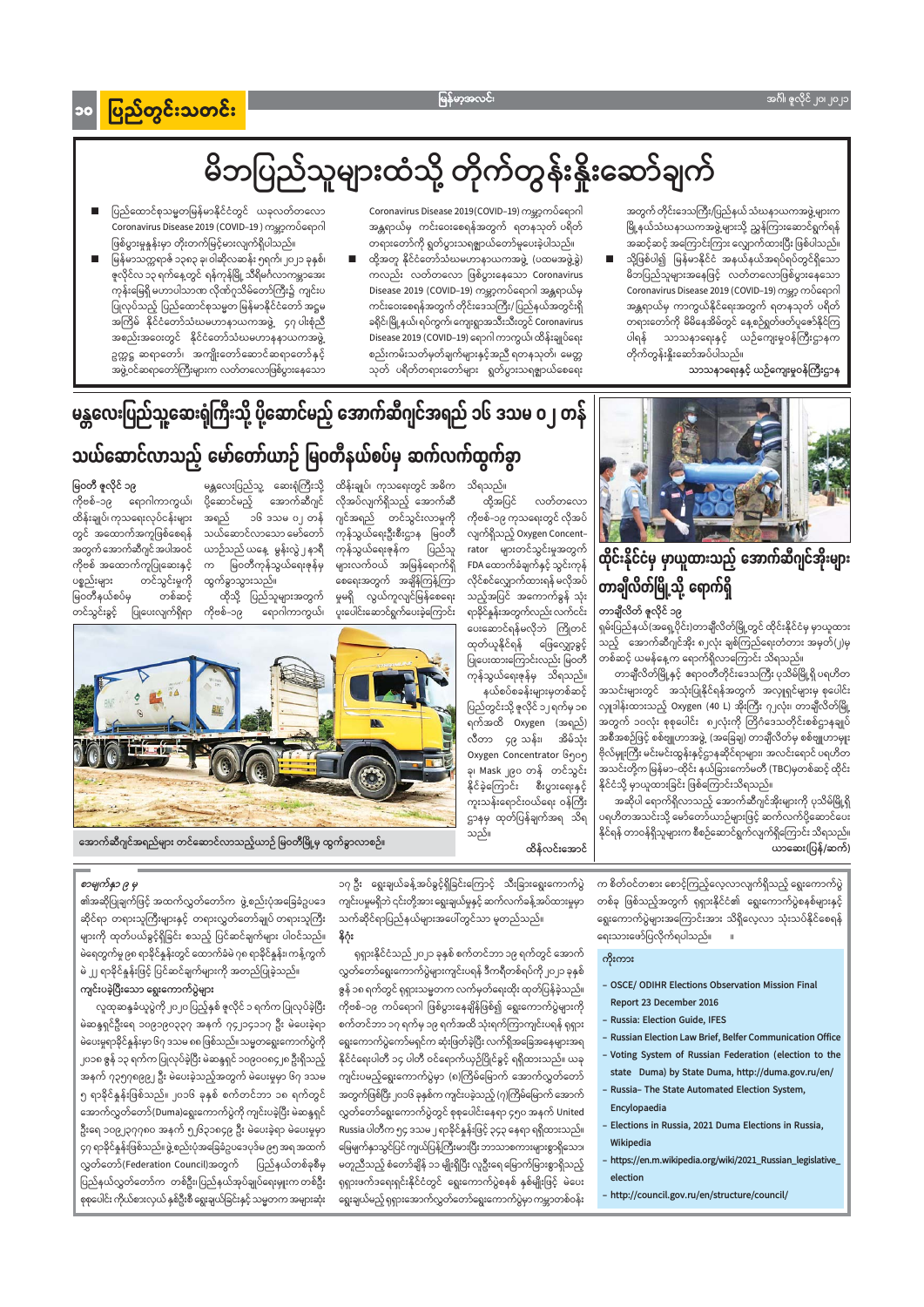# မိဘပြည်သူများထံသို့ တိုက်တွန်းနှိုးဆော်ချက်

- ပြည်ထောင်စုသမ္မတမြန်မာနိုင်ငံတွင် ယခုလတ်တလော Coronavirus Disease 2019 (COVID-19) ကမ္ဘာ့ကပ်ရောဂါ ဖြစ်ပွားမှုနှုန်းမှာ တိုးတက်မြင့်မားလျက်ရှိပါသည်။
- မြန်မာသက္ကရာဇ် ၁၃၈၃ ခု၊ ဝါဆိုလဆန်း ၅ရက်၊ ၂၀၂၁ ခုနှစ်၊ ဇူလိုင်လ ၁၃ ရက်နေ့တွင် ရန်ကုန်မြို့ သီရိမင်္ဂလာကမ္ဘာ့အေး ကုန်းမြေရှိ မဟာပါသာဏလိုဏ်ဂူသိမ်တော်ကြီး၌ ကျင်းပ ပြုလုပ်သည့် ပြည်ထောင်စုသမ္မတမြန်မာနိုင်ငံတော် အဋ္ဌမ အကြိမ် နိုင်ငံတော်သံဃမဟာနာယကအဖွဲ့ ၄၇ ပါးစုံညီ အစည်းအဝေးတွင် နိုင်ငံတော်သံဃမဟာနာယကအဖွဲ့ ဥက္ကဋ္ဌ ဆရာတော်၊ အကျိုးတော်ဆောင်ဆရာတော်နှင့် အဖွဲ့ဝင်ဆရာတော်ကြီးများက လတ်တလောဖြစ်ပွားနေသော Coronavirus Disease 2019(COVID-19) ကမ္ဘာ့ကပ်ရောဂါ အန္တရာယ်မှ ကင်းဝေးစေရန်အတွက် ရတနာသုတ် ပရိတ် တရားတော်ကို ရွတ်ပွားသရဇ္ဈာယ်တော်မူပေးခဲ့ပါသည်။
- ထို့အတူ နိုင်ငံတော်သံဃမဟာနာယကအဖွဲ့ (ပထမအဖွဲ့ခွဲ) ကလည်း လတ်တလော ဖြစ်ပွားနေသော Coronavirus Disease 2019 (COVID-19) ကမ္ဘာ့ကပ်ရောဂါ အန္တရာယ်မှ ကင်းဝေးစေရန်အတွက် တိုင်းဒေသကြီး/ပြည်နယ်အတွင်းရှိ ခရိုင်၊ မြို့နယ်၊ ရပ်ကွက်၊ ကျေးရွာအသီးသီးတွင် Coronavirus Disease 2019 (COVID-19) ရောဂါ ကာကွယ်၊ ထိန်းချုပ်ရေး စည်းကမ်းသတ်မှတ်ချက်များနှင့်အညီ ရတနာသုတ်၊ မေတ္တသုတ် ပရိတ်တရားတော်များ ရွတ်ပွားသရဇ္ဈာယ်စေရေး အတွက် တိုင်းဒေသကြီး/ပြည်နယ် သံဃနာယကအဖွဲ့များက မြို့နယ်သံဃနာယကအဖွဲ့များသို့ ညွှန်ကြားဆောင်ရွက်ရန် အဆင့်ဆင့် အကြောင်းကြား လျှောက်ထားပြီး ဖြစ်ပါသည်။
- သို့ဖြစ်ပါ၍ မြန်မာနိုင်ငံ အနယ်နယ်အရပ်ရပ်တွင်ရှိသော မိဘပြည်သူများအနေဖြင့် လတ်တလောဖြစ်ပွားနေသော Coronavirus Disease 2019 (COVID-19) ကမ္ဘာ့ ကပ်ရောဂါ အန္တရာယ်မှ ကာကွယ်နိုင်ရေးအတွက် ရတနာသုတ် ပရိတ် တရားတော်ကို မိမိနေအိမ်တွင် နေ့စဉ်ရွတ်ဖတ်ပူဇော်နိုင်ကြ ပါရန် သာသနာရေးနှင့် ယဉ်ကျေးမှုဝန်ကြီးဌာနက တိုက်တွန်းနှိုးဆော်အပ်ပါသည်။

**သာသနာရေးနှင့် ယဉ်ကျေးမှုဝန်ကြီးဌာန**

## မန္တလေးပြည်သူ့ဆေးရုံကြီးသို့ ပို့ဆောင်မည့် အောက်ဆီဂျင်အရည် ၁၆ ဒသမ ၀၂ တန် သယ်ဆောင်လာသည့် မော်တော်ယာဉ် မြဝတီနယ်စပ်မှ ဆက်လက်ထွက်ခွာ

**မြဝတီ ဇူလိုင် ၁၉**

ကိုဗစ်-၁၉ ရောဂါကာကွယ်၊ ထိန်းချုပ်၊ ကုသရေးလုပ်ငန်းများတွင် အထောက်အကူဖြစ်စေရန်အတွက်အောက်ဆီဂျင်အပါအဝင် ကိုဗစ် ထောက်ကူပြုဆေးနှင့် ပစ္စည်းများ တင်သွင်းမှုကို မြဝတီနယ်စပ်မှ တစ်ဆင့် တင်သွင်းခွင့် ပြုပေးလျက်ရှိရာ မန္တလေးပြည်သူ့ ဆေးရုံကြီးသို့ ပို့ဆောင်မည့် အောက်ဆီဂျင်အရည် ၁၆ ဒသမ ၀၂ တန် သယ်ဆောင်လာသော မော်တော်ယာဉ်သည် ယနေ့ မွန်းလွဲ ၂ နာရီ က မြဝတီကုန်သွယ်ရေးဇုန်မှ ထွက်ခွာသွားသည်။

ထိုသို့ ပြည်သူများအတွက် ကိုဗစ်-၁၉ ရောဂါကာကွယ်၊ ထိန်းချုပ်၊ ကုသရေးတွင် အဓိက လိုအပ်လျက်ရှိသည့် အောက်ဆီဂျင်အရည် တင်သွင်းလာမှုကို ကုန်သွယ်ရေးဦးစီးဌာန မြဝတီ ကုန်သွယ်ရေးစခန်း ပြည်သူများလက်ဝယ် အမြန်ရောက်ရှိစေရေးအတွက် အချိန်ကြန့်ကြာမှုမရှိ လွယ်ကူလျင်မြန်စေရေး ပူးပေါင်းဆောင်ရွက်ပေးခဲ့ကြောင်း သိရသည်။

ထို့အပြင် လတ်တလော ကိုဗစ်-၁၉ ကုသရေးတွင် လိုအပ် လျက်ရှိသည့် Oxygen Concentrator များတင်သွင်းမှုအတွက် FDA ထောက်ခံချက်နှင့် သွင်းကုန် လိုင်စင်လျှောက်ထားရန် မလိုအပ် သည့်အပြင် အကောက်ခွန် သုံးရာခိုင်နှုန်းအတွက်လည်း လက်လီ ပေးဆောင်ရန်မလိုဘဲ ကြိုတင်ထုတ်ယူနိုင်ရန် ဖြေလျှော့ခွင့် ပြုပေးထားကြောင်းလည်း မြဝတီ ကုန်သွယ်ရေးစခန်းမှ သိရသည်။

နယ်စပ်စခန်းများမှတစ်ဆင့် ပြည်တွင်းသို့ ဇူလိုင် ၁၂ ရက်မှ ၁၈ ရက်အထိ Oxygen (အရည်) လီတာ ၄၄ သန်း၊ အိမ်သုံး Oxygen Concentrator ၆၅၀၅ ခု၊ Mask ၂၉၀ တန် တင်သွင်း နိုင်ခဲ့ကြောင်း စီးပွားရေးနှင့် ကူးသန်းရောင်းဝယ်ရေး ဝန်ကြီး ဌာနမှ ထုတ်ပြန်ချက်အရ သိရသည်။

**ထိန်လင်းအောင်**

အောက်ဆီဂျင်အရည်များ တင်ဆောင်လာသည့်ယာဉ် မြဝတီမြို့မှ ထွက်ခွာလာစဉ်။

## ထိုင်းနိုင်ငံမှ မှာယူထားသည့် အောက်ဆီဂျင်အိုးများ တာချီလိတ်မြို့သို့ ရောက်ရှိ

**တာချီလိတ် ဇူလိုင် ၁၉**

ရှမ်းပြည်နယ်(အရှေ့ပိုင်း)တာချီလိတ်မြို့တွင် ထိုင်းနိုင်ငံမှ မှာယူထားသည့် အောက်ဆီဂျင်အိုး ၈၂လုံး ချစ်ကြည်ရေးတံတား အမှတ်(၂)မှ တစ်ဆင့် ယမန်နေ့က ရောက်ရှိလာကြောင်း သိရသည်။

တာချီလိတ်မြို့နှင့် ဧရာဝတီတိုင်းဒေသကြီး ပုသိမ်မြို့ရှိ ပရဟိတ အသင်းများတွင် အသုံးပြုနိုင်ရန်အတွက် အလှူရှင်များမှ စုပေါင်း လှူဒါန်းထားသည့် Oxygen (40 L) အိုးကြီး ၇၂လုံး၊ တာချီလိတ်မြို့ အတွက် ၁၀လုံး စုစုပေါင်း ၈၂လုံးကို တြိဂံဒေသတိုင်းစစ်ဌာနချုပ် အစီအစဉ်ဖြင့် စစ်ဗျူဟာအဖွဲ့ (အခြေချ) တာချီလိတ်မှ စစ်ဗျူဟာမှူး ဗိုလ်မှူးကြီး မင်းမင်းထွန်းနှင့်ဌာနဆိုင်ရာများ၊ အလင်းရောင် ပရဟိတ အသင်းတို့က မြန်မာ-ထိုင်း နယ်မြေကော်မတီ (TBC)မှတစ်ဆင့် ထိုင်း နိုင်ငံသို့ မှာယူထားခြင်း ဖြစ်ကြောင်းသိရသည်။

အဆိုပါ ရောက်ရှိလာသည့် အောက်ဆီဂျင်အိုးများကို ပုသိမ်မြို့ရှိ ပရဟိတအသင်းသို့ မော်တော်ယာဉ်များဖြင့် ဆက်လက်ပို့ဆောင်ပေး နိုင်ရန် တာဝန်ရှိသူများက စီစဉ်ဆောင်ရွက်လျက်ရှိကြောင်း သိရသည်။

**ယာဆေး(ပြန်/ဆက်)**

*စာမျက်နှာ ၉ မှ*

၏အဆိုပြုချက်ဖြင့် အထက်လွှတ်တော်က ဖွဲ့စည်းပုံအခြေခံဥပဒေ ဆိုင်ရာ တရားသူကြီးများနှင့် တရားလွှတ်တော်ချုပ် တရားသူကြီး များကို ထုတ်ပယ်ခွင့်ရှိခြင်း စသည့် ပြင်ဆင်ချက်များ ပါဝင်သည်။ မဲရေတွက်မှု ၉၈ ရာခိုင်နှုန်းတွင် ထောက်ခံမဲ ၇၈ ရာခိုင်နှုန်း၊ ကန့်ကွက်မဲ ၂၂ ရာခိုင်နှုန်းဖြင့် ပြင်ဆင်ချက်များကို အတည်ပြုခဲ့သည်။

**ကျင်းပခဲ့ပြီးသော ရွေးကောက်ပွဲများ**

လူထုဆန္ဒခံယူပွဲကို ၂၀၂၀ ပြည့်နှစ် ဇူလိုင် ၁ ရက်က ပြုလုပ်ခဲ့ပြီး မဲဆန္ဒရှင်ဦးရေ ၁၀၉၁၉၀၃၃၃ အနက် ၇၄၂၁၄၁၃၁ ဦး မဲပေးခဲ့ရာ မဲပေးမှုရာခိုင်နှုန်းမှာ ၆၇ ဒသမ ၈၈ ဖြစ်သည်။ သမ္မတရွေးကောက်ပွဲကို ၂၀၁၈ ခုနှစ် ၁၃ ရက်က ပြုလုပ်ခဲ့ပြီး မဲဆန္ဒရှင် ၁၀၉၀၀၈၄၂၈ ဦးရှိသည့် အနက် ၇၃၃၇၀၉၉၂ ဦး မဲပေးခဲ့သည့်အတွက် မဲပေးမှုမှာ ၆၇ ဒသမ ၅ ရာခိုင်နှုန်းဖြစ်သည်။ ၂၀၁၆ ခုနှစ် စက်တင်ဘာ ၁၈ ရက်တွင် အောက်လွှတ်တော်(Duma)ရွေးကောက်ပွဲကို ကျင်းပခဲ့ပြီး မဲဆန္ဒရှင် ဦးရေ ၁၀၉၂၃၇၇၈၀ အနက် ၅၂၆၃၀၈၄၉ ဦး မဲပေးခဲ့ရာ မဲပေးမှုမှာ ၄၇ ရာခိုင်နှုန်းဖြစ်သည်။ ဖွဲ့စည်းပုံအခြေခံဥပဒေပုဒ်မ ၉၅ အရ အထက် လွှတ်တော်(Federation Council)အတွက် ပြည်နယ်တစ်ခုစီမှ ပြည်နယ်လွှတ်တော်က တစ်ဦး၊ ပြည်နယ်အုပ်ချုပ်ရေးမှူးက တစ်ဦး စုစုပေါင်း ကိုယ်စားလှယ် နှစ်ဦးစီ ရွေးချယ်ခြင်းနှင့် သမ္မတက အများဆုံး ၁၇ ဦး ရွေးချယ်ခန့်အပ်ခွင့်ရှိခြင်းကြောင့် သီးခြားရွေးကောက်ပွဲ ကျင်းပမှုမရှိဘဲ ၎င်းတို့အား ရွေးချယ်မှုနှင့် ဆက်လက်ခန့်အပ်ထားမှုမှာ သက်ဆိုင်ရာပြည်နယ်များပေါ်တွင်သာ မူတည်သည်။

**နိဂုံး**

ရုရှားနိုင်ငံသည် ၂၀၂၁ ခုနှစ် စက်တင်ဘာ ၁၉ ရက်တွင် အောက် လွှတ်တော်ရွေးကောက်ပွဲများကျင်းပရန် ဒီကရီတစ်ရပ်ကို ၂၀၂၁ ခုနှစ် ဇွန် ၁၈ ရက်တွင် ရုရှားသမ္မတက လက်မှတ်ရေးထိုး ထုတ်ပြန်ခဲ့သည်။ ကိုဗစ်-၁၉ ရောဂါ ဖြစ်ပွားနေမှုနှင့်ဖြစ်၍ ရွေးကောက်ပွဲများကို စက်တင်ဘာ ၁၇ ရက်မှ ၁၉ ရက်အထိ သုံးရက်ကြာကျင်းပရန် ရုရှား ရွေးကောက်ပွဲကော်မရှင်က ဆုံးဖြတ်ခဲ့ပြီး လက်ရှိအခြေအနေများအရ နိုင်ငံရေးပါတီ ၁၄ ပါတီ ဝင်ရောက်ယှဉ်ပြိုင်ခွင့် ရရှိထားသည်။ ယခု ကျင်းပမည့်ရွေးကောက်ပွဲမှာ (၈)ကြိမ်မြောက် အောက်လွှတ်တော် အတွက်ဖြစ်ပြီး ၂၀၁၆ ခုနှစ်က ကျင်းပခဲ့သည့် (၇)ကြိမ်မြောက် အောက် လွှတ်တော်ရွေးကောက်ပွဲတွင် စုစုပေါင်းနေရာ ၄၅၀ အနက် United Russia ပါတီက ၇၄ ဒသမ ၂ ရာခိုင်နှုန်းဖြင့် ၃၄၃ နေရာ ရရှိထားသည်။ မြေမျက်နှာသွင်ပြင် ကျယ်ပြန့်ကြီးမားပြီး ဘာသာစကားများစွာရှိသော မတူညီသည့် စံတော်ချိန် ၁၁ မျိုးရှိပြီး လူဦးရေ မြောက်မြားစွာရှိသည့် ရုရှားဖက်ဒရေးရှင်းနိုင်ငံတွင် ရွေးကောက်ပွဲစနစ် နှစ်မျိုးဖြင့် မဲပေး ရွေးချယ်မည့် ရုရှားအောက်လွှတ်တော်ရွေးကောက်ပွဲမှာ ကမ္ဘာ့တစ်ဝန်း က စိတ်ဝင်တစား စောင့်ကြည့်လေ့လာလျက်ရှိသည့် ရွေးကောက်ပွဲ တစ်ခု ဖြစ်သည့်အတွက် ရုရှားနိုင်ငံ၏ ရွေးကောက်ပွဲစနစ်များနှင့် ရွေးကောက်ပွဲများအကြောင်းအား သိရှိလေ့လာ သုံးသပ်နိုင်စေရန် ရေးသားဖော်ပြလိုက်ရပါသည်။ ။

**ကိုးကား**

- OSCE/ ODIHR Elections Observation Mission Final Report 23 December 2016
- Russia: Election Guide, IFES
- Russian Election Law Brief, Belfer Communication Office
- Voting System of Russian Federation (election to the state Duma) by State Duma, http://duma.gov.ru/en/
- Russia- The State Automated Election System, Encylopaedia
- Elections in Russia, 2021 Duma Elections in Russia, Wikipedia
- https://en.m.wikipedia.org/wiki/2021_Russian_legislative_election
- http://council.gov.ru/en/structure/council/